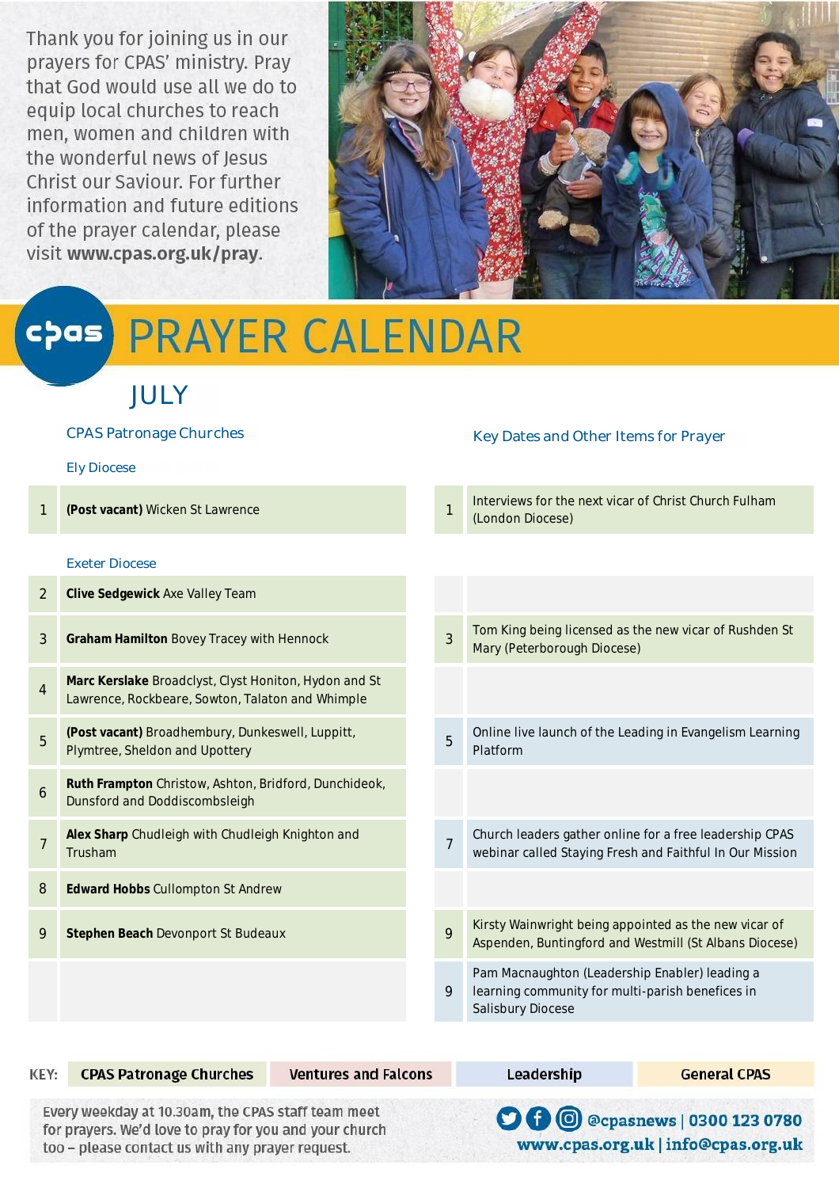Thank you for joining us in our prayers for CPAS' ministry. Pray that God would use all we do to equip local churches to reach men, women and children with the wonderful news of Jesus Christ our Saviour. For further information and future editions of the prayer calendar, please visit **www.cpas.org.uk/pray**.

# PRAYER CALENDAR

## JULY

### CPAS Patronage Churches

**Ely Diocese**

| | |
|---|---|
| 1 | **(Post vacant)** Wicken St Lawrence |

**Exeter Diocese**

| | |
|---|---|
| 2 | **Clive Sedgewick** Axe Valley Team |
| 3 | **Graham Hamilton** Bovey Tracey with Hennock |
| 4 | **Marc Kerslake** Broadclyst, Clyst Honiton, Hydon and St Lawrence, Rockbeare, Sowton, Talaton and Whimple |
| 5 | **(Post vacant)** Broadhembury, Dunkeswell, Luppitt, Plymtree, Sheldon and Upottery |
| 6 | **Ruth Frampton** Christow, Ashton, Bridford, Dunchideok, Dunsford and Doddiscombsleigh |
| 7 | **Alex Sharp** Chudleigh with Chudleigh Knighton and Trusham |
| 8 | **Edward Hobbs** Cullompton St Andrew |
| 9 | **Stephen Beach** Devonport St Budeaux |

### Key Dates and Other Items for Prayer

| | |
|---|---|
| 1 | Interviews for the next vicar of Christ Church Fulham (London Diocese) |
| 3 | Tom King being licensed as the new vicar of Rushden St Mary (Peterborough Diocese) |
| 5 | Online live launch of the Leading in Evangelism Learning Platform |
| 7 | Church leaders gather online for a free leadership CPAS webinar called Staying Fresh and Faithful In Our Mission |
| 9 | Kirsty Wainwright being appointed as the new vicar of Aspenden, Buntingford and Westmill (St Albans Diocese) |
| 9 | Pam Macnaughton (Leadership Enabler) leading a learning community for multi-parish benefices in Salisbury Diocese |

KEY: CPAS Patronage Churches | Ventures and Falcons | Leadership | General CPAS

Every weekday at 10.30am, the CPAS staff team meet for prayers. We'd love to pray for you and your church too – please contact us with any prayer request.

@cpasnews | 0300 123 0780
www.cpas.org.uk | info@cpas.org.uk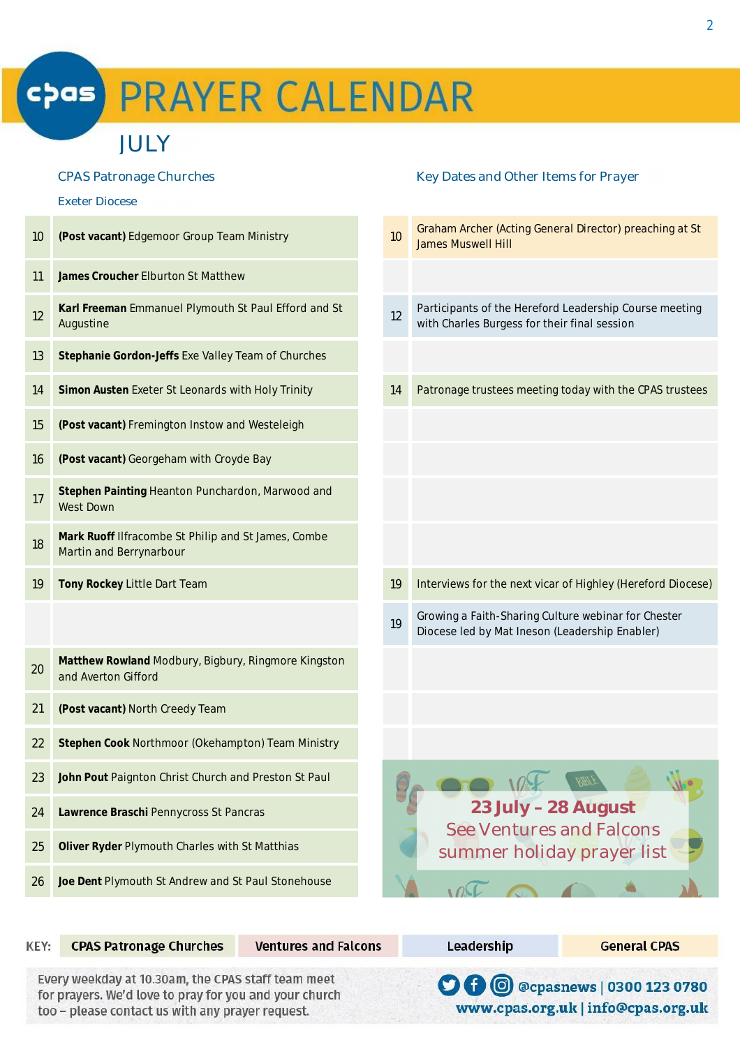# CPAS PRAYER CALENDAR

## JULY

### CPAS Patronage Churches

**Exeter Diocese**

| | |
|---|---|
| 10 | **(Post vacant)** Edgemoor Group Team Ministry |
| 11 | **James Croucher** Elburton St Matthew |
| 12 | **Karl Freeman** Emmanuel Plymouth St Paul Efford and St Augustine |
| 13 | **Stephanie Gordon-Jeffs** Exe Valley Team of Churches |
| 14 | **Simon Austen** Exeter St Leonards with Holy Trinity |
| 15 | **(Post vacant)** Fremington Instow and Westeleigh |
| 16 | **(Post vacant)** Georgeham with Croyde Bay |
| 17 | **Stephen Painting** Heanton Punchardon, Marwood and West Down |
| 18 | **Mark Ruoff** Ilfracombe St Philip and St James, Combe Martin and Berrynarbour |
| 19 | **Tony Rockey** Little Dart Team |
| 20 | **Matthew Rowland** Modbury, Bigbury, Ringmore Kingston and Averton Gifford |
| 21 | **(Post vacant)** North Creedy Team |
| 22 | **Stephen Cook** Northmoor (Okehampton) Team Ministry |
| 23 | **John Pout** Paignton Christ Church and Preston St Paul |
| 24 | **Lawrence Braschi** Pennycross St Pancras |
| 25 | **Oliver Ryder** Plymouth Charles with St Matthias |
| 26 | **Joe Dent** Plymouth St Andrew and St Paul Stonehouse |

### Key Dates and Other Items for Prayer

| | |
|---|---|
| 10 | Graham Archer (Acting General Director) preaching at St James Muswell Hill |
| 12 | Participants of the Hereford Leadership Course meeting with Charles Burgess for their final session |
| 14 | Patronage trustees meeting today with the CPAS trustees |
| 19 | Interviews for the next vicar of Highley (Hereford Diocese) |
| 19 | Growing a Faith-Sharing Culture webinar for Chester Diocese led by Mat Ineson (Leadership Enabler) |

**23 July – 28 August**
See Ventures and Falcons summer holiday prayer list

KEY: CPAS Patronage Churches | Ventures and Falcons | Leadership | General CPAS

Every weekday at 10.30am, the CPAS staff team meet for prayers. We'd love to pray for you and your church too – please contact us with any prayer request.

@cpasnews | 0300 123 0780
www.cpas.org.uk | info@cpas.org.uk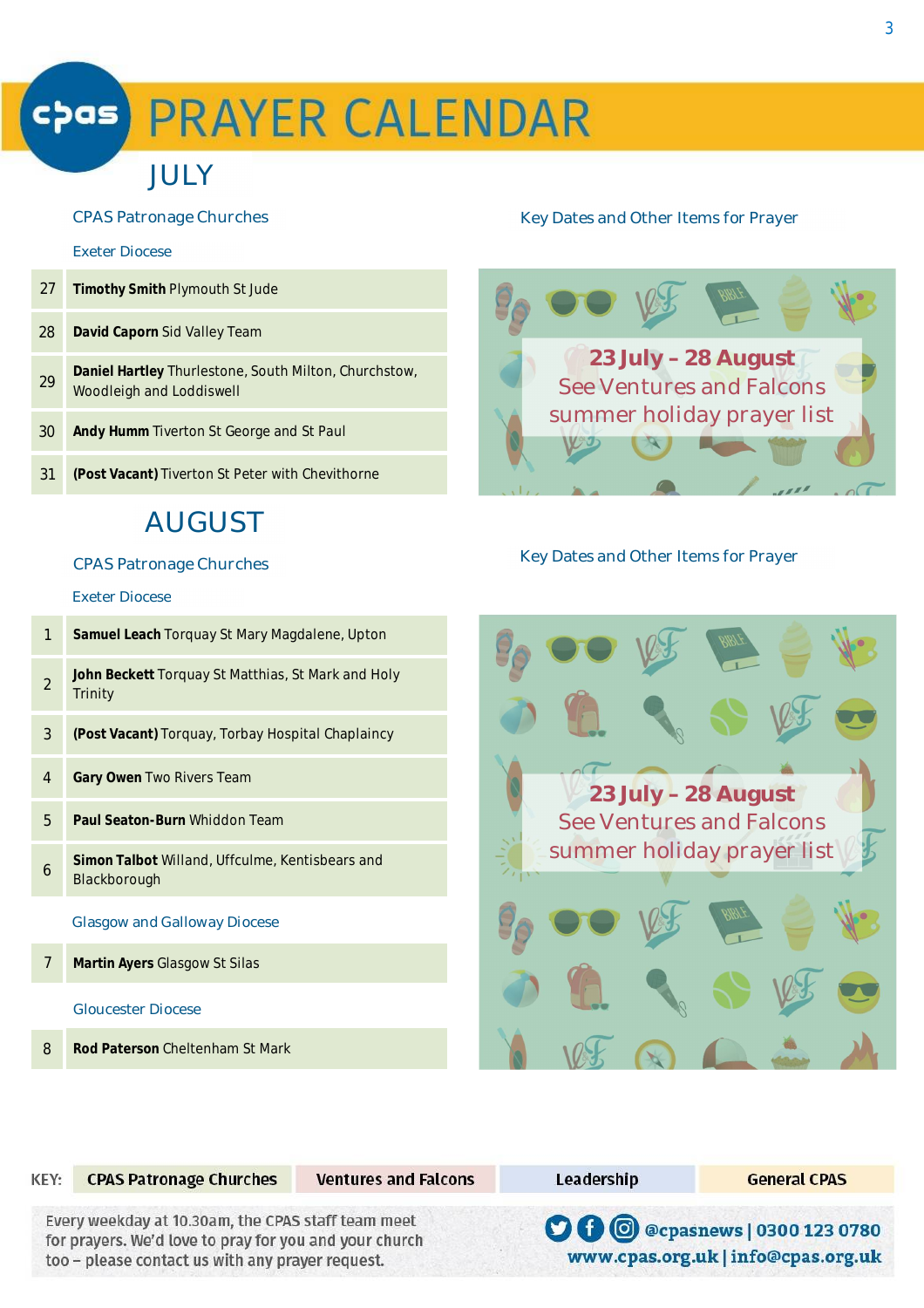# PRAYER CALENDAR

## JULY

### CPAS Patronage Churches

#### Exeter Diocese

| | |
|---|---|
| 27 | **Timothy Smith** Plymouth St Jude |
| 28 | **David Caporn** Sid Valley Team |
| 29 | **Daniel Hartley** Thurlestone, South Milton, Churchstow, Woodleigh and Loddiswell |
| 30 | **Andy Humm** Tiverton St George and St Paul |
| 31 | **(Post Vacant)** Tiverton St Peter with Chevithorne |

### Key Dates and Other Items for Prayer

**23 July – 28 August**
See Ventures and Falcons summer holiday prayer list

## AUGUST

### CPAS Patronage Churches

#### Exeter Diocese

| | |
|---|---|
| 1 | **Samuel Leach** Torquay St Mary Magdalene, Upton |
| 2 | **John Beckett** Torquay St Matthias, St Mark and Holy Trinity |
| 3 | **(Post Vacant)** Torquay, Torbay Hospital Chaplaincy |
| 4 | **Gary Owen** Two Rivers Team |
| 5 | **Paul Seaton-Burn** Whiddon Team |
| 6 | **Simon Talbot** Willand, Uffculme, Kentisbears and Blackborough |

#### Glasgow and Galloway Diocese

| | |
|---|---|
| 7 | **Martin Ayers** Glasgow St Silas |

#### Gloucester Diocese

| | |
|---|---|
| 8 | **Rod Paterson** Cheltenham St Mark |

### Key Dates and Other Items for Prayer

**23 July – 28 August**
See Ventures and Falcons summer holiday prayer list

KEY: **CPAS Patronage Churches** | **Ventures and Falcons** | **Leadership** | **General CPAS**

Every weekday at 10.30am, the CPAS staff team meet for prayers. We'd love to pray for you and your church too – please contact us with any prayer request.

**@cpasnews | 0300 123 0780**
**www.cpas.org.uk | info@cpas.org.uk**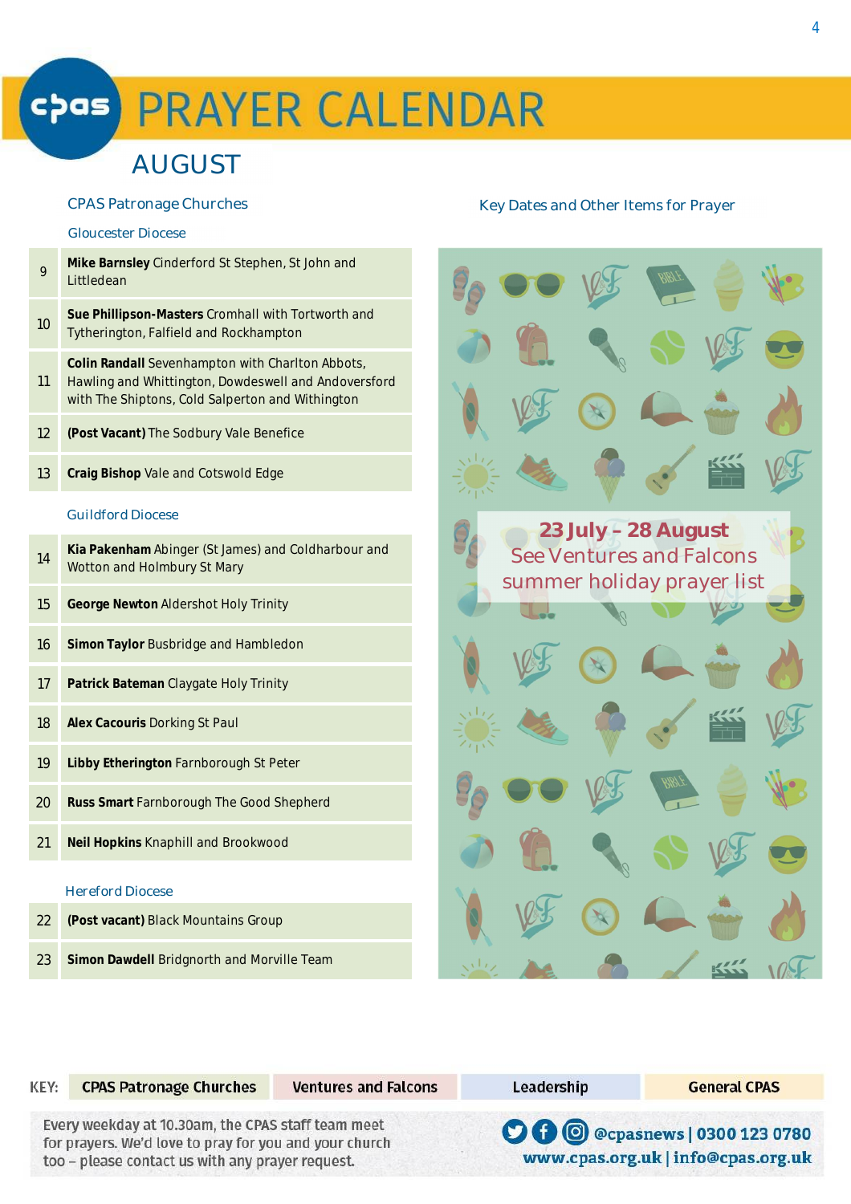# PRAYER CALENDAR

## AUGUST

### CPAS Patronage Churches

#### Gloucester Diocese

| | |
|---|---|
| 9 | **Mike Barnsley** Cinderford St Stephen, St John and Littledean |
| 10 | **Sue Phillipson-Masters** Cromhall with Tortworth and Tytherington, Falfield and Rockhampton |
| 11 | **Colin Randall** Sevenhampton with Charlton Abbots, Hawling and Whittington, Dowdeswell and Andoversford with The Shiptons, Cold Salperton and Withington |
| 12 | **(Post Vacant)** The Sodbury Vale Benefice |
| 13 | **Craig Bishop** Vale and Cotswold Edge |

#### Guildford Diocese

| | |
|---|---|
| 14 | **Kia Pakenham** Abinger (St James) and Coldharbour and Wotton and Holmbury St Mary |
| 15 | **George Newton** Aldershot Holy Trinity |
| 16 | **Simon Taylor** Busbridge and Hambledon |
| 17 | **Patrick Bateman** Claygate Holy Trinity |
| 18 | **Alex Cacouris** Dorking St Paul |
| 19 | **Libby Etherington** Farnborough St Peter |
| 20 | **Russ Smart** Farnborough The Good Shepherd |
| 21 | **Neil Hopkins** Knaphill and Brookwood |

#### Hereford Diocese

| | |
|---|---|
| 22 | **(Post vacant)** Black Mountains Group |
| 23 | **Simon Dawdell** Bridgnorth and Morville Team |

### Key Dates and Other Items for Prayer

**23 July – 28 August**
See Ventures and Falcons summer holiday prayer list

KEY: CPAS Patronage Churches | Ventures and Falcons | Leadership | General CPAS

Every weekday at 10.30am, the CPAS staff team meet for prayers. We'd love to pray for you and your church too – please contact us with any prayer request.

@cpasnews | 0300 123 0780
www.cpas.org.uk | info@cpas.org.uk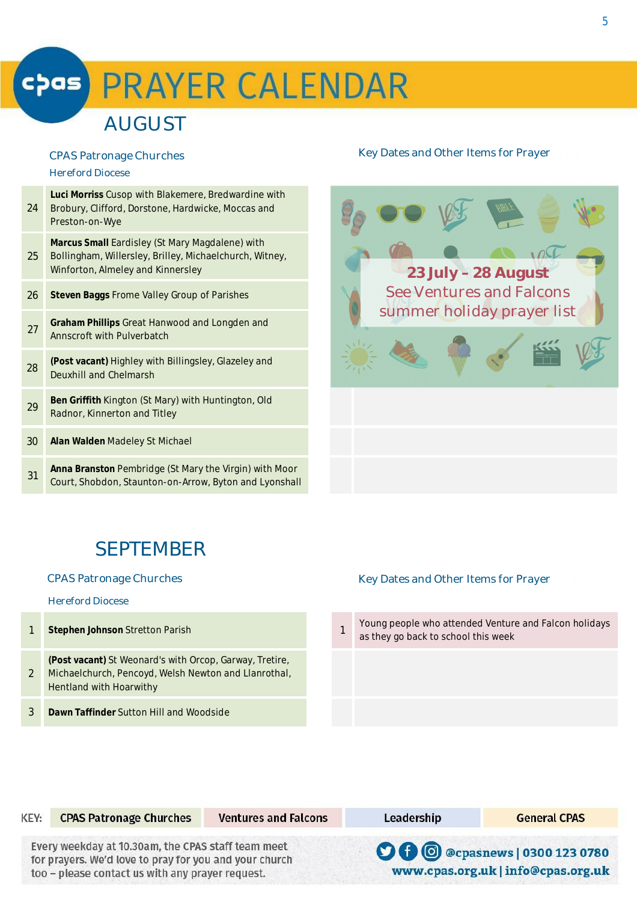# PRAYER CALENDAR

## AUGUST

### CPAS Patronage Churches

Hereford Diocese

| | |
|---|---|
| 24 | **Luci Morriss** Cusop with Blakemere, Bredwardine with Brobury, Clifford, Dorstone, Hardwicke, Moccas and Preston-on-Wye |
| 25 | **Marcus Small** Eardisley (St Mary Magdalene) with Bollingham, Willersley, Brilley, Michaelchurch, Witney, Winforton, Almeley and Kinnersley |
| 26 | **Steven Baggs** Frome Valley Group of Parishes |
| 27 | **Graham Phillips** Great Hanwood and Longden and Annscroft with Pulverbatch |
| 28 | **(Post vacant)** Highley with Billingsley, Glazeley and Deuxhill and Chelmarsh |
| 29 | **Ben Griffith** Kington (St Mary) with Huntington, Old Radnor, Kinnerton and Titley |
| 30 | **Alan Walden** Madeley St Michael |
| 31 | **Anna Branston** Pembridge (St Mary the Virgin) with Moor Court, Shobdon, Staunton-on-Arrow, Byton and Lyonshall |

### Key Dates and Other Items for Prayer

**23 July – 28 August**
See Ventures and Falcons summer holiday prayer list

## SEPTEMBER

### CPAS Patronage Churches

Hereford Diocese

| | |
|---|---|
| 1 | **Stephen Johnson** Stretton Parish |
| 2 | **(Post vacant)** St Weonard's with Orcop, Garway, Tretire, Michaelchurch, Pencoyd, Welsh Newton and Llanrothal, Hentland with Hoarwithy |
| 3 | **Dawn Taffinder** Sutton Hill and Woodside |

### Key Dates and Other Items for Prayer

| | |
|---|---|
| 1 | Young people who attended Venture and Falcon holidays as they go back to school this week |

KEY: CPAS Patronage Churches | Ventures and Falcons | Leadership | General CPAS

Every weekday at 10.30am, the CPAS staff team meet for prayers. We'd love to pray for you and your church too – please contact us with any prayer request.

@cpasnews | 0300 123 0780
www.cpas.org.uk | info@cpas.org.uk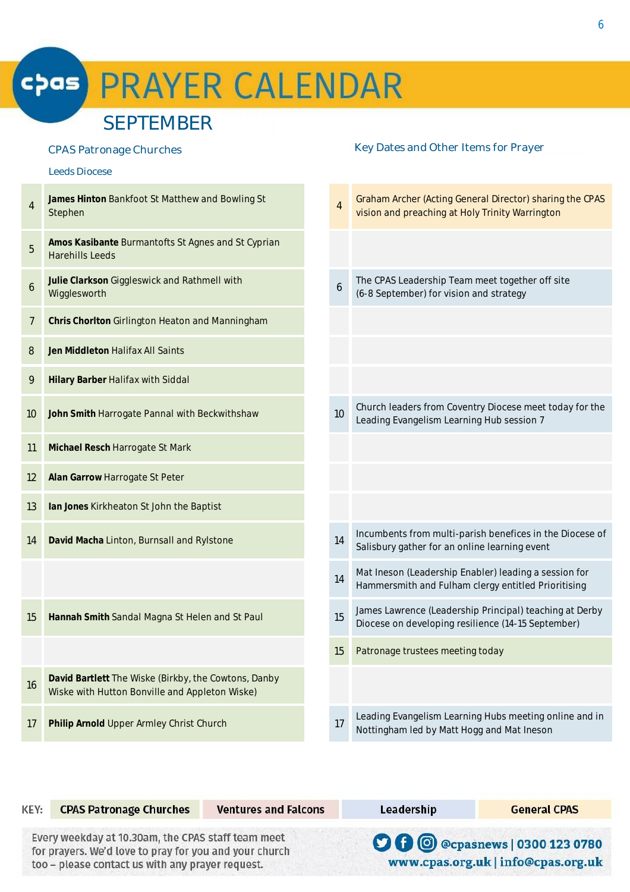# PRAYER CALENDAR

## SEPTEMBER

### CPAS Patronage Churches

Leeds Diocese

| Date | CPAS Patronage Churches |
|---|---|
| 4 | **James Hinton** Bankfoot St Matthew and Bowling St Stephen |
| 5 | **Amos Kasibante** Burmantofts St Agnes and St Cyprian Harehills Leeds |
| 6 | **Julie Clarkson** Giggleswick and Rathmell with Wigglesworth |
| 7 | **Chris Chorlton** Girlington Heaton and Manningham |
| 8 | **Jen Middleton** Halifax All Saints |
| 9 | **Hilary Barber** Halifax with Siddal |
| 10 | **John Smith** Harrogate Pannal with Beckwithshaw |
| 11 | **Michael Resch** Harrogate St Mark |
| 12 | **Alan Garrow** Harrogate St Peter |
| 13 | **Ian Jones** Kirkheaton St John the Baptist |
| 14 | **David Macha** Linton, Burnsall and Rylstone |
| 15 | **Hannah Smith** Sandal Magna St Helen and St Paul |
| 16 | **David Bartlett** The Wiske (Birkby, the Cowtons, Danby Wiske with Hutton Bonville and Appleton Wiske) |
| 17 | **Philip Arnold** Upper Armley Christ Church |

### Key Dates and Other Items for Prayer

| Date | Key Dates and Other Items for Prayer |
|---|---|
| 4 | Graham Archer (Acting General Director) sharing the CPAS vision and preaching at Holy Trinity Warrington |
| 6 | The CPAS Leadership Team meet together off site (6-8 September) for vision and strategy |
| 10 | Church leaders from Coventry Diocese meet today for the Leading Evangelism Learning Hub session 7 |
| 14 | Incumbents from multi-parish benefices in the Diocese of Salisbury gather for an online learning event |
| 14 | Mat Ineson (Leadership Enabler) leading a session for Hammersmith and Fulham clergy entitled Prioritising |
| 15 | James Lawrence (Leadership Principal) teaching at Derby Diocese on developing resilience (14-15 September) |
| 15 | Patronage trustees meeting today |
| 17 | Leading Evangelism Learning Hubs meeting online and in Nottingham led by Matt Hogg and Mat Ineson |

KEY: CPAS Patronage Churches | Ventures and Falcons | Leadership | General CPAS

Every weekday at 10.30am, the CPAS staff team meet for prayers. We'd love to pray for you and your church too – please contact us with any prayer request.

@cpasnews | 0300 123 0780
www.cpas.org.uk | info@cpas.org.uk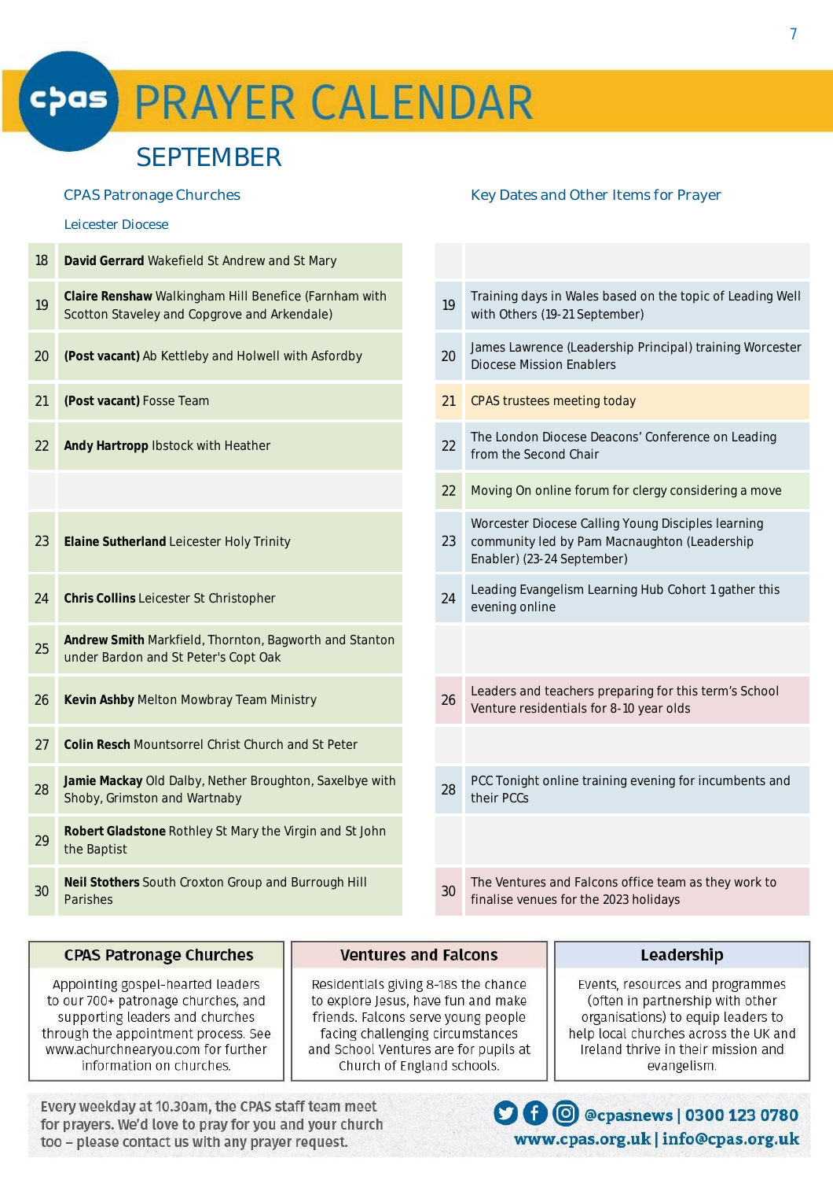# PRAYER CALENDAR

## SEPTEMBER

### CPAS Patronage Churches

Leicester Diocese

| | |
|---|---|
| 18 | **David Gerrard** Wakefield St Andrew and St Mary |
| 19 | **Claire Renshaw** Walkingham Hill Benefice (Farnham with Scotton Staveley and Copgrove and Arkendale) |
| 20 | **(Post vacant)** Ab Kettleby and Holwell with Asfordby |
| 21 | **(Post vacant)** Fosse Team |
| 22 | **Andy Hartropp** Ibstock with Heather |
| 23 | **Elaine Sutherland** Leicester Holy Trinity |
| 24 | **Chris Collins** Leicester St Christopher |
| 25 | **Andrew Smith** Markfield, Thornton, Bagworth and Stanton under Bardon and St Peter's Copt Oak |
| 26 | **Kevin Ashby** Melton Mowbray Team Ministry |
| 27 | **Colin Resch** Mountsorrel Christ Church and St Peter |
| 28 | **Jamie Mackay** Old Dalby, Nether Broughton, Saxelbye with Shoby, Grimston and Wartnaby |
| 29 | **Robert Gladstone** Rothley St Mary the Virgin and St John the Baptist |
| 30 | **Neil Stothers** South Croxton Group and Burrough Hill Parishes |

### Key Dates and Other Items for Prayer

| | |
|---|---|
| 19 | Training days in Wales based on the topic of Leading Well with Others (19-21 September) |
| 20 | James Lawrence (Leadership Principal) training Worcester Diocese Mission Enablers |
| 21 | CPAS trustees meeting today |
| 22 | The London Diocese Deacons' Conference on Leading from the Second Chair |
| 22 | Moving On online forum for clergy considering a move |
| 23 | Worcester Diocese Calling Young Disciples learning community led by Pam Macnaughton (Leadership Enabler) (23-24 September) |
| 24 | Leading Evangelism Learning Hub Cohort 1 gather this evening online |
| 26 | Leaders and teachers preparing for this term's School Venture residentials for 8-10 year olds |
| 28 | PCC Tonight online training evening for incumbents and their PCCs |
| 30 | The Ventures and Falcons office team as they work to finalise venues for the 2023 holidays |

**CPAS Patronage Churches**

Appointing gospel-hearted leaders to our 700+ patronage churches, and supporting leaders and churches through the appointment process. See www.achurchnearyou.com for further information on churches.

**Ventures and Falcons**

Residentials giving 8-18s the chance to explore Jesus, have fun and make friends. Falcons serve young people facing challenging circumstances and School Ventures are for pupils at Church of England schools.

**Leadership**

Events, resources and programmes (often in partnership with other organisations) to equip leaders to help local churches across the UK and Ireland thrive in their mission and evangelism.

Every weekday at 10.30am, the CPAS staff team meet for prayers. We'd love to pray for you and your church too – please contact us with any prayer request.

@cpasnews | 0300 123 0780
www.cpas.org.uk | info@cpas.org.uk